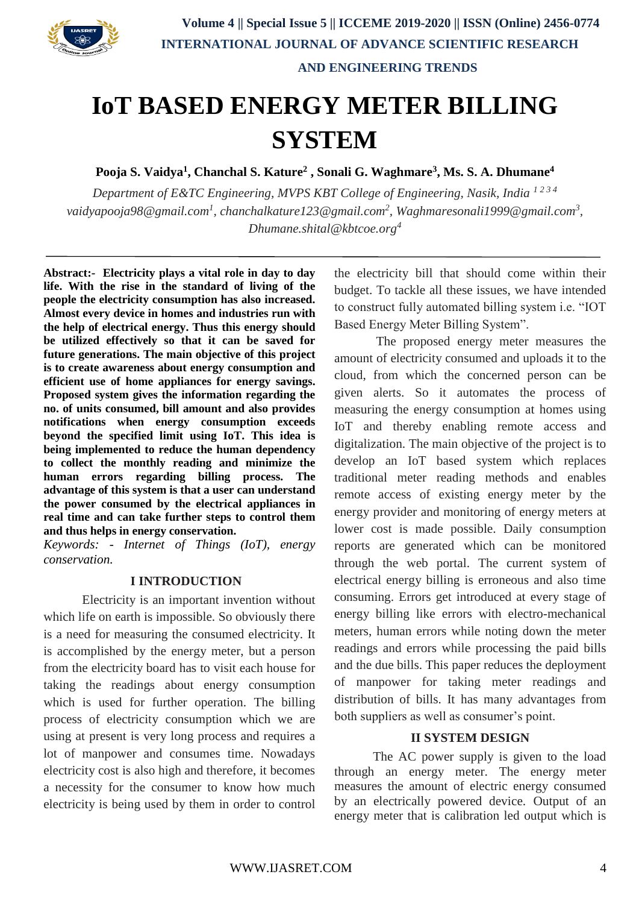# IoT BASED ENERGY METER BILLING SYSTEM

**Pooja S. Vaidya[1], Chanchal S. Kature[2] , Sonali G. Waghmare[3], Ms. S. A. Dhumane[4]**

*Department of E&TC Engineering, MVPS KBT College of Engineering, Nasik, India [1 2 3 4]*

*vaidyapooja98@gmail.com[1], chanchalkature123@gmail.com[2], Waghmaresonali1999@gmail.com[3], Dhumane.shital@kbtcoe.org[4]*

---

**Abstract:- Electricity plays a vital role in day to day life. With the rise in the standard of living of the people the electricity consumption has also increased. Almost every device in homes and industries run with the help of electrical energy. Thus this energy should be utilized effectively so that it can be saved for future generations. The main objective of this project is to create awareness about energy consumption and efficient use of home appliances for energy savings. Proposed system gives the information regarding the no. of units consumed, bill amount and also provides notifications when energy consumption exceeds beyond the specified limit using IoT. This idea is being implemented to reduce the human dependency to collect the monthly reading and minimize the human errors regarding billing process. The advantage of this system is that a user can understand the power consumed by the electrical appliances in real time and can take further steps to control them and thus helps in energy conservation.**

*Keywords: - Internet of Things (IoT), energy conservation.*

## I INTRODUCTION

Electricity is an important invention without which life on earth is impossible. So obviously there is a need for measuring the consumed electricity. It is accomplished by the energy meter, but a person from the electricity board has to visit each house for taking the readings about energy consumption which is used for further operation. The billing process of electricity consumption which we are using at present is very long process and requires a lot of manpower and consumes time. Nowadays electricity cost is also high and therefore, it becomes a necessity for the consumer to know how much electricity is being used by them in order to control the electricity bill that should come within their budget. To tackle all these issues, we have intended to construct fully automated billing system i.e. "IOT Based Energy Meter Billing System".

The proposed energy meter measures the amount of electricity consumed and uploads it to the cloud, from which the concerned person can be given alerts. So it automates the process of measuring the energy consumption at homes using IoT and thereby enabling remote access and digitalization. The main objective of the project is to develop an IoT based system which replaces traditional meter reading methods and enables remote access of existing energy meter by the energy provider and monitoring of energy meters at lower cost is made possible. Daily consumption reports are generated which can be monitored through the web portal. The current system of electrical energy billing is erroneous and also time consuming. Errors get introduced at every stage of energy billing like errors with electro-mechanical meters, human errors while noting down the meter readings and errors while processing the paid bills and the due bills. This paper reduces the deployment of manpower for taking meter readings and distribution of bills. It has many advantages from both suppliers as well as consumer's point.

## II SYSTEM DESIGN

The AC power supply is given to the load through an energy meter. The energy meter measures the amount of electric energy consumed by an electrically powered device. Output of an energy meter that is calibration led output which is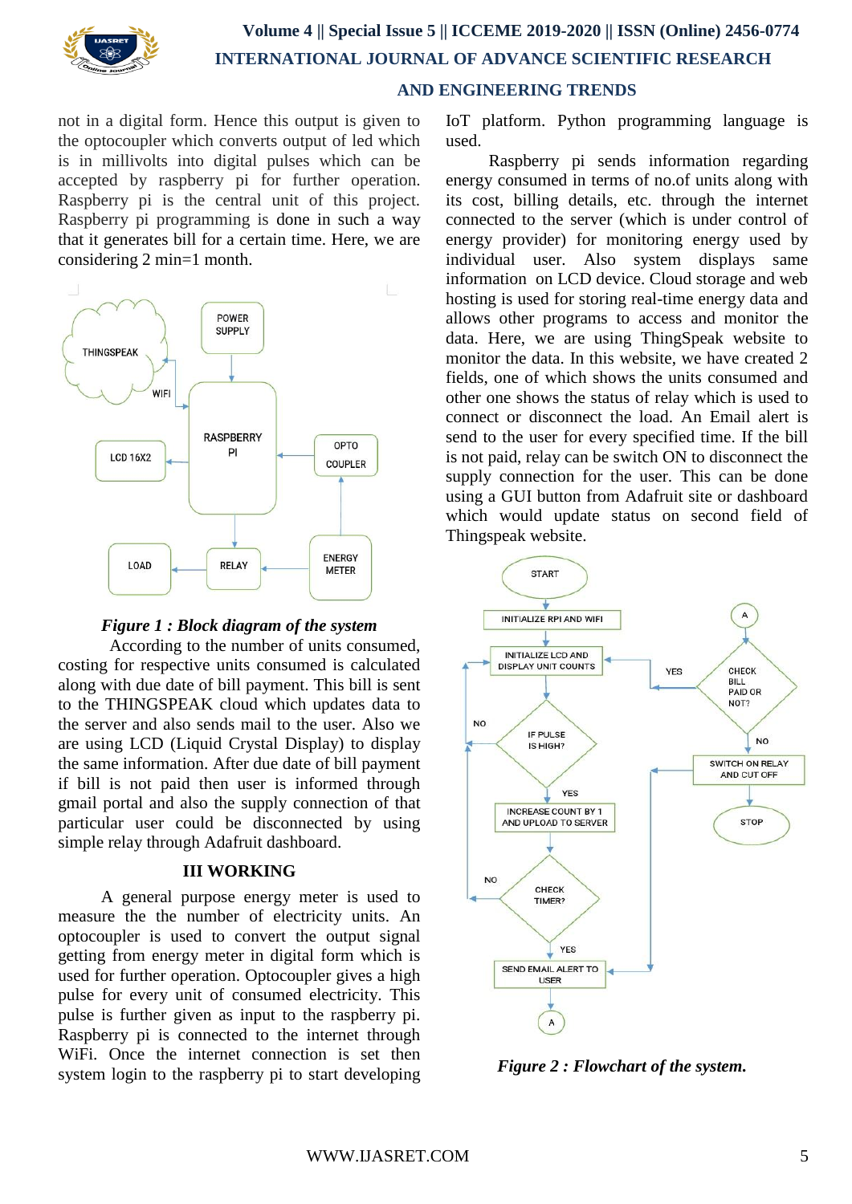not in a digital form. Hence this output is given to the optocoupler which converts output of led which is in millivolts into digital pulses which can be accepted by raspberry pi for further operation. Raspberry pi is the central unit of this project. Raspberry pi programming is done in such a way that it generates bill for a certain time. Here, we are considering 2 min=1 month.

*Figure 1 : Block diagram of the system*

According to the number of units consumed, costing for respective units consumed is calculated along with due date of bill payment. This bill is sent to the THINGSPEAK cloud which updates data to the server and also sends mail to the user. Also we are using LCD (Liquid Crystal Display) to display the same information. After due date of bill payment if bill is not paid then user is informed through gmail portal and also the supply connection of that particular user could be disconnected by using simple relay through Adafruit dashboard.

### III WORKING

A general purpose energy meter is used to measure the the number of electricity units. An optocoupler is used to convert the output signal getting from energy meter in digital form which is used for further operation. Optocoupler gives a high pulse for every unit of consumed electricity. This pulse is further given as input to the raspberry pi. Raspberry pi is connected to the internet through WiFi. Once the internet connection is set then system login to the raspberry pi to start developing IoT platform. Python programming language is used.

Raspberry pi sends information regarding energy consumed in terms of no.of units along with its cost, billing details, etc. through the internet connected to the server (which is under control of energy provider) for monitoring energy used by individual user. Also system displays same information on LCD device. Cloud storage and web hosting is used for storing real-time energy data and allows other programs to access and monitor the data. Here, we are using ThingSpeak website to monitor the data. In this website, we have created 2 fields, one of which shows the units consumed and other one shows the status of relay which is used to connect or disconnect the load. An Email alert is send to the user for every specified time. If the bill is not paid, relay can be switch ON to disconnect the supply connection for the user. This can be done using a GUI button from Adafruit site or dashboard which would update status on second field of Thingspeak website.

*Figure 2 : Flowchart of the system.*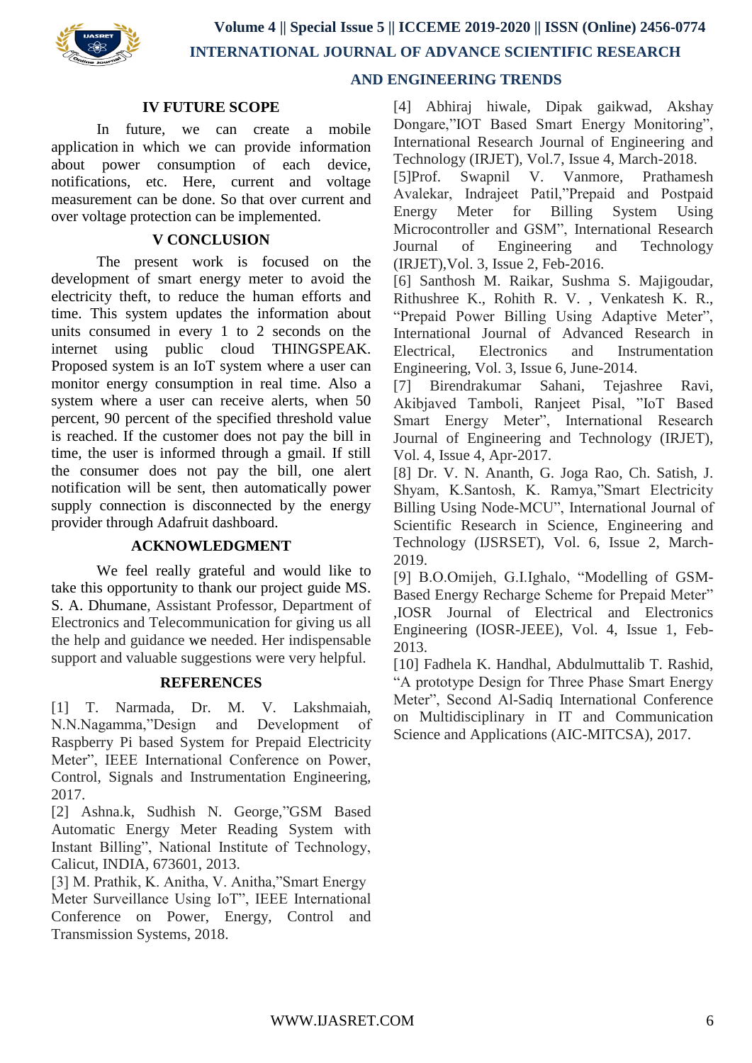## IV FUTURE SCOPE

In future, we can create a mobile application in which we can provide information about power consumption of each device, notifications, etc. Here, current and voltage measurement can be done. So that over current and over voltage protection can be implemented.

## V CONCLUSION

The present work is focused on the development of smart energy meter to avoid the electricity theft, to reduce the human efforts and time. This system updates the information about units consumed in every 1 to 2 seconds on the internet using public cloud THINGSPEAK. Proposed system is an IoT system where a user can monitor energy consumption in real time. Also a system where a user can receive alerts, when 50 percent, 90 percent of the specified threshold value is reached. If the customer does not pay the bill in time, the user is informed through a gmail. If still the consumer does not pay the bill, one alert notification will be sent, then automatically power supply connection is disconnected by the energy provider through Adafruit dashboard.

## ACKNOWLEDGMENT

We feel really grateful and would like to take this opportunity to thank our project guide MS. S. A. Dhumane, Assistant Professor, Department of Electronics and Telecommunication for giving us all the help and guidance we needed. Her indispensable support and valuable suggestions were very helpful.

## REFERENCES

[1] T. Narmada, Dr. M. V. Lakshmaiah, N.N.Nagamma,"Design and Development of Raspberry Pi based System for Prepaid Electricity Meter", IEEE International Conference on Power, Control, Signals and Instrumentation Engineering, 2017.

[2] Ashna.k, Sudhish N. George,"GSM Based Automatic Energy Meter Reading System with Instant Billing", National Institute of Technology, Calicut, INDIA, 673601, 2013.

[3] M. Prathik, K. Anitha, V. Anitha,"Smart Energy Meter Surveillance Using IoT", IEEE International Conference on Power, Energy, Control and Transmission Systems, 2018.

[4] Abhiraj hiwale, Dipak gaikwad, Akshay Dongare,"IOT Based Smart Energy Monitoring", International Research Journal of Engineering and Technology (IRJET), Vol.7, Issue 4, March-2018.

[5]Prof. Swapnil V. Vanmore, Prathamesh Avalekar, Indrajeet Patil,"Prepaid and Postpaid Energy Meter for Billing System Using Microcontroller and GSM", International Research Journal of Engineering and Technology (IRJET),Vol. 3, Issue 2, Feb-2016.

[6] Santhosh M. Raikar, Sushma S. Majigoudar, Rithushree K., Rohith R. V. , Venkatesh K. R., "Prepaid Power Billing Using Adaptive Meter", International Journal of Advanced Research in Electrical, Electronics and Instrumentation Engineering, Vol. 3, Issue 6, June-2014.

[7] Birendrakumar Sahani, Tejashree Ravi, Akibjaved Tamboli, Ranjeet Pisal, "IoT Based Smart Energy Meter", International Research Journal of Engineering and Technology (IRJET), Vol. 4, Issue 4, Apr-2017.

[8] Dr. V. N. Ananth, G. Joga Rao, Ch. Satish, J. Shyam, K.Santosh, K. Ramya,"Smart Electricity Billing Using Node-MCU", International Journal of Scientific Research in Science, Engineering and Technology (IJSRSET), Vol. 6, Issue 2, March-2019.

[9] B.O.Omijeh, G.I.Ighalo, "Modelling of GSM-Based Energy Recharge Scheme for Prepaid Meter" ,IOSR Journal of Electrical and Electronics Engineering (IOSR-JEEE), Vol. 4, Issue 1, Feb-2013.

[10] Fadhela K. Handhal, Abdulmuttalib T. Rashid, "A prototype Design for Three Phase Smart Energy Meter", Second Al-Sadiq International Conference on Multidisciplinary in IT and Communication Science and Applications (AIC-MITCSA), 2017.